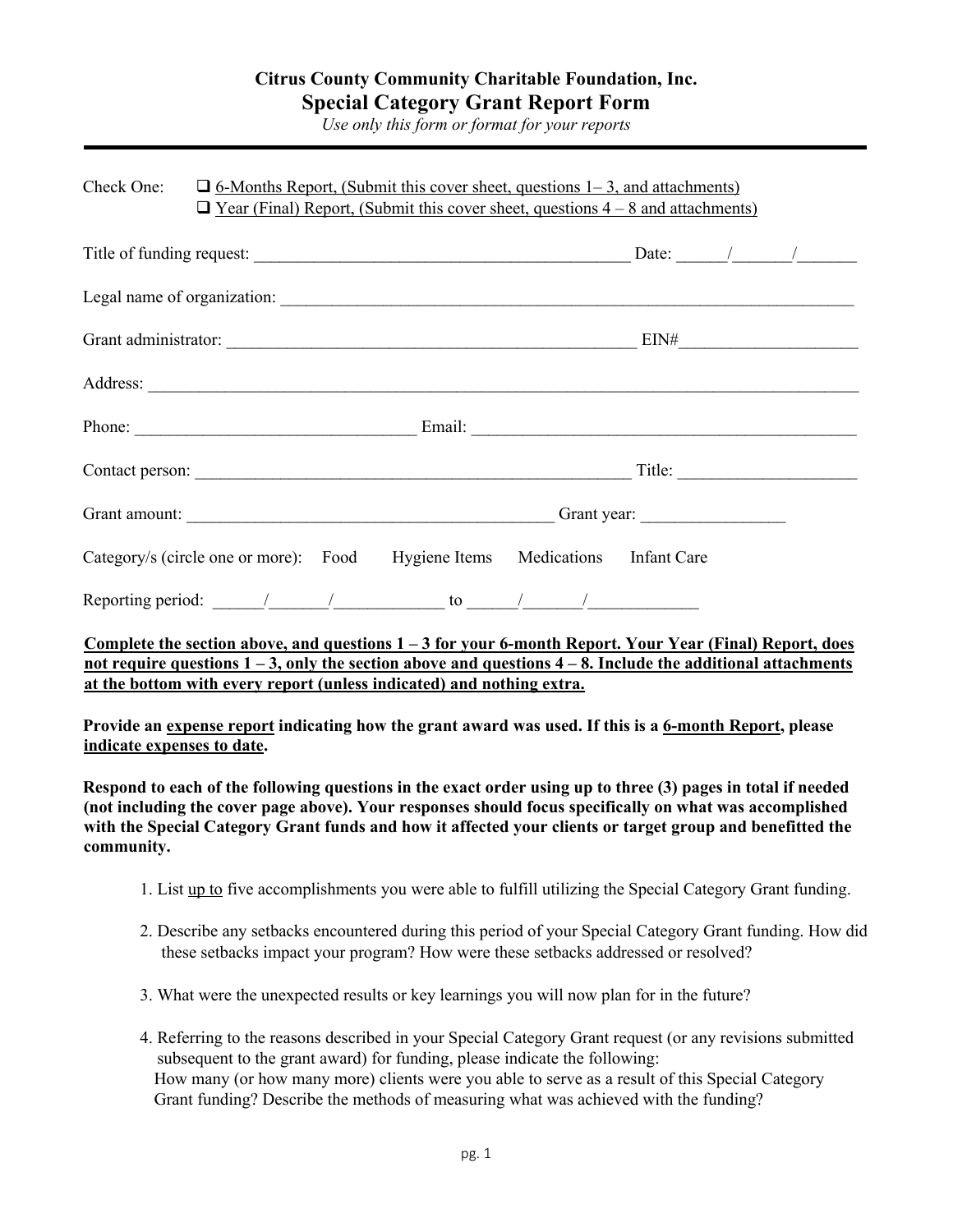**Citrus County Community Charitable Foundation, Inc.**

## Special Category Grant Report Form

*Use only this form or format for your reports*

---

Check One:
- ☐ 6-Months Report, (Submit this cover sheet, questions 1– 3, and attachments)
- ☐ Year (Final) Report, (Submit this cover sheet, questions 4 – 8 and attachments)

Title of funding request: _____________________________________________ Date: ______/_______/_______

Legal name of organization: _____________________________________________________________________

Grant administrator: __________________________________________________ EIN#_____________________

Address: _________________________________________________________________________________________

Phone: _________________________________ Email: _______________________________________________

Contact person: ___________________________________________________ Title: _____________________

Grant amount: ___________________________________________ Grant year: _________________

Category/s (circle one or more): Food Hygiene Items Medications Infant Care

Reporting period: ______/_______/_____________ to ______/_______/_____________

**Complete the section above, and questions 1 – 3 for your 6-month Report. Your Year (Final) Report, does not require questions 1 – 3, only the section above and questions 4 – 8. Include the additional attachments at the bottom with every report (unless indicated) and nothing extra.**

**Provide an expense report indicating how the grant award was used. If this is a 6-month Report, please indicate expenses to date.**

**Respond to each of the following questions in the exact order using up to three (3) pages in total if needed (not including the cover page above). Your responses should focus specifically on what was accomplished with the Special Category Grant funds and how it affected your clients or target group and benefitted the community.**

1. List up to five accomplishments you were able to fulfill utilizing the Special Category Grant funding.

2. Describe any setbacks encountered during this period of your Special Category Grant funding. How did these setbacks impact your program? How were these setbacks addressed or resolved?

3. What were the unexpected results or key learnings you will now plan for in the future?

4. Referring to the reasons described in your Special Category Grant request (or any revisions submitted subsequent to the grant award) for funding, please indicate the following:
   How many (or how many more) clients were you able to serve as a result of this Special Category Grant funding? Describe the methods of measuring what was achieved with the funding?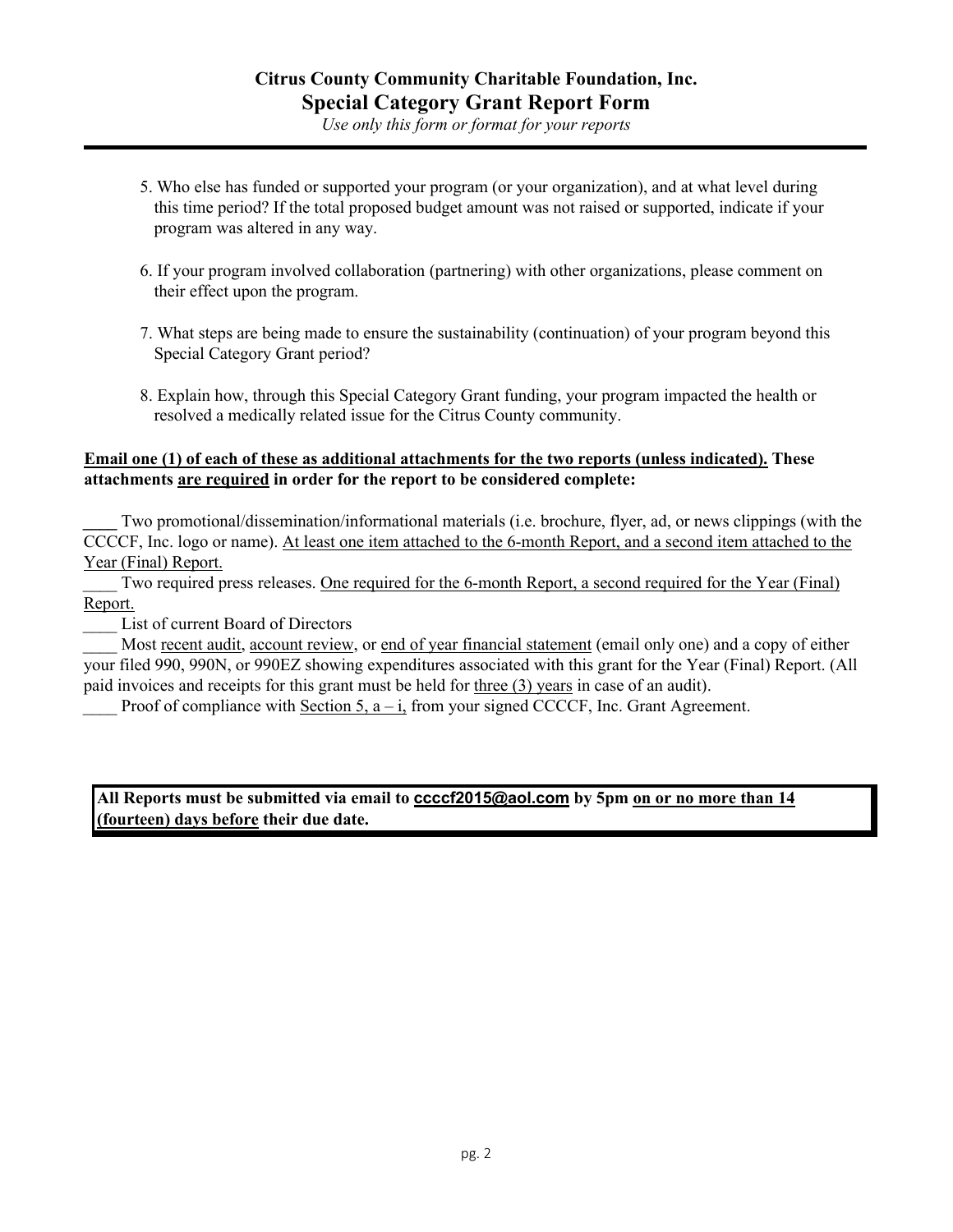**Citrus County Community Charitable Foundation, Inc.**
**Special Category Grant Report Form**
*Use only this form or format for your reports*

5. Who else has funded or supported your program (or your organization), and at what level during this time period? If the total proposed budget amount was not raised or supported, indicate if your program was altered in any way.

6. If your program involved collaboration (partnering) with other organizations, please comment on their effect upon the program.

7. What steps are being made to ensure the sustainability (continuation) of your program beyond this Special Category Grant period?

8. Explain how, through this Special Category Grant funding, your program impacted the health or resolved a medically related issue for the Citrus County community.

**<u>Email one (1) of each of these as additional attachments for the two reports (unless indicated).</u> These attachments <u>are required</u> in order for the report to be considered complete:**

____ Two promotional/dissemination/informational materials (i.e. brochure, flyer, ad, or news clippings (with the CCCCF, Inc. logo or name). <u>At least one item attached to the 6-month Report, and a second item attached to the Year (Final) Report.</u>

____ Two required press releases. <u>One required for the 6-month Report, a second required for the Year (Final) Report.</u>

____ List of current Board of Directors

____ Most <u>recent audit</u>, <u>account review</u>, or <u>end of year financial statement</u> (email only one) and a copy of either your filed 990, 990N, or 990EZ showing expenditures associated with this grant for the Year (Final) Report. (All paid invoices and receipts for this grant must be held for <u>three (3) years</u> in case of an audit).

____ Proof of compliance with <u>Section 5, a – i,</u> from your signed CCCCF, Inc. Grant Agreement.

**All Reports must be submitted via email to <u>ccccf2015@aol.com</u> by 5pm <u>on or no more than 14 (fourteen) days before</u> their due date.**